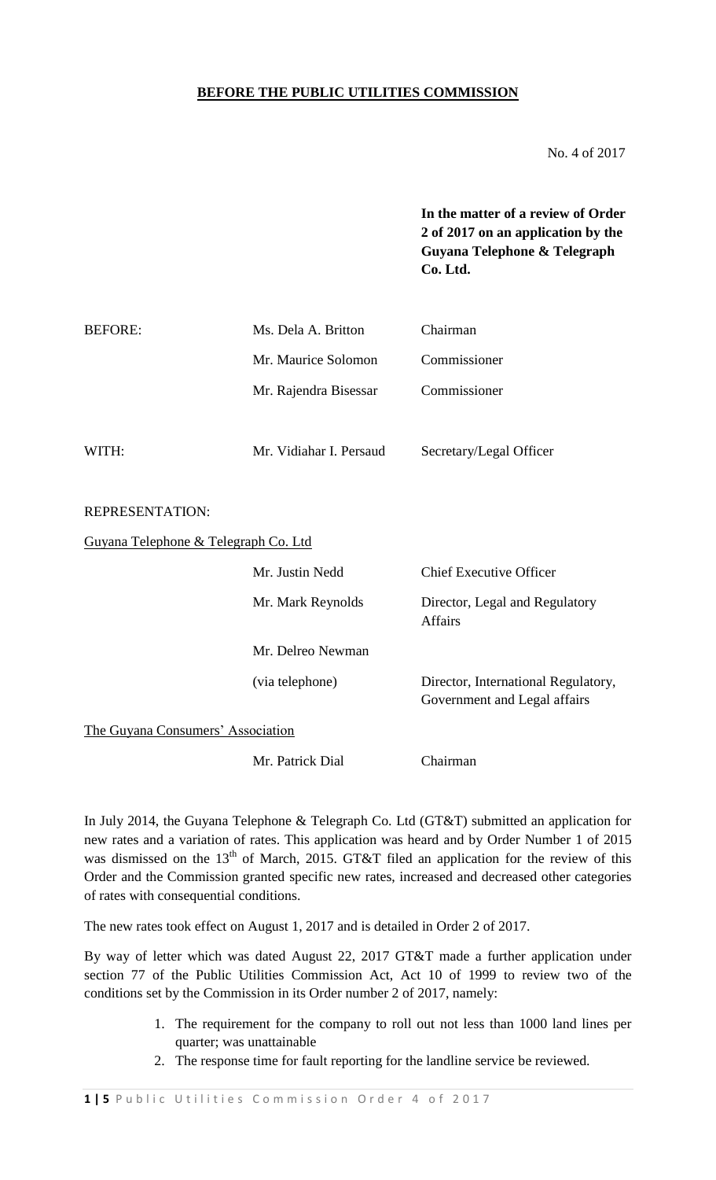**BEFORE THE PUBLIC UTILITIES COMMISSION**

No. 4 of 2017

**In the matter of a review of Order 2 of 2017 on an application by the Guyana Telephone & Telegraph Co. Ltd.**

| | | |
|---|---|---|
| BEFORE: | Ms. Dela A. Britton | Chairman |
| | Mr. Maurice Solomon | Commissioner |
| | Mr. Rajendra Bisessar | Commissioner |
| WITH: | Mr. Vidiahar I. Persaud | Secretary/Legal Officer |

REPRESENTATION:

Guyana Telephone & Telegraph Co. Ltd

| | |
|---|---|
| Mr. Justin Nedd | Chief Executive Officer |
| Mr. Mark Reynolds | Director, Legal and Regulatory Affairs |
| Mr. Delreo Newman (via telephone) | Director, International Regulatory, Government and Legal affairs |

The Guyana Consumers' Association

| | |
|---|---|
| Mr. Patrick Dial | Chairman |

In July 2014, the Guyana Telephone & Telegraph Co. Ltd (GT&T) submitted an application for new rates and a variation of rates. This application was heard and by Order Number 1 of 2015 was dismissed on the 13th of March, 2015. GT&T filed an application for the review of this Order and the Commission granted specific new rates, increased and decreased other categories of rates with consequential conditions.

The new rates took effect on August 1, 2017 and is detailed in Order 2 of 2017.

By way of letter which was dated August 22, 2017 GT&T made a further application under section 77 of the Public Utilities Commission Act, Act 10 of 1999 to review two of the conditions set by the Commission in its Order number 2 of 2017, namely:

1. The requirement for the company to roll out not less than 1000 land lines per quarter; was unattainable
2. The response time for fault reporting for the landline service be reviewed.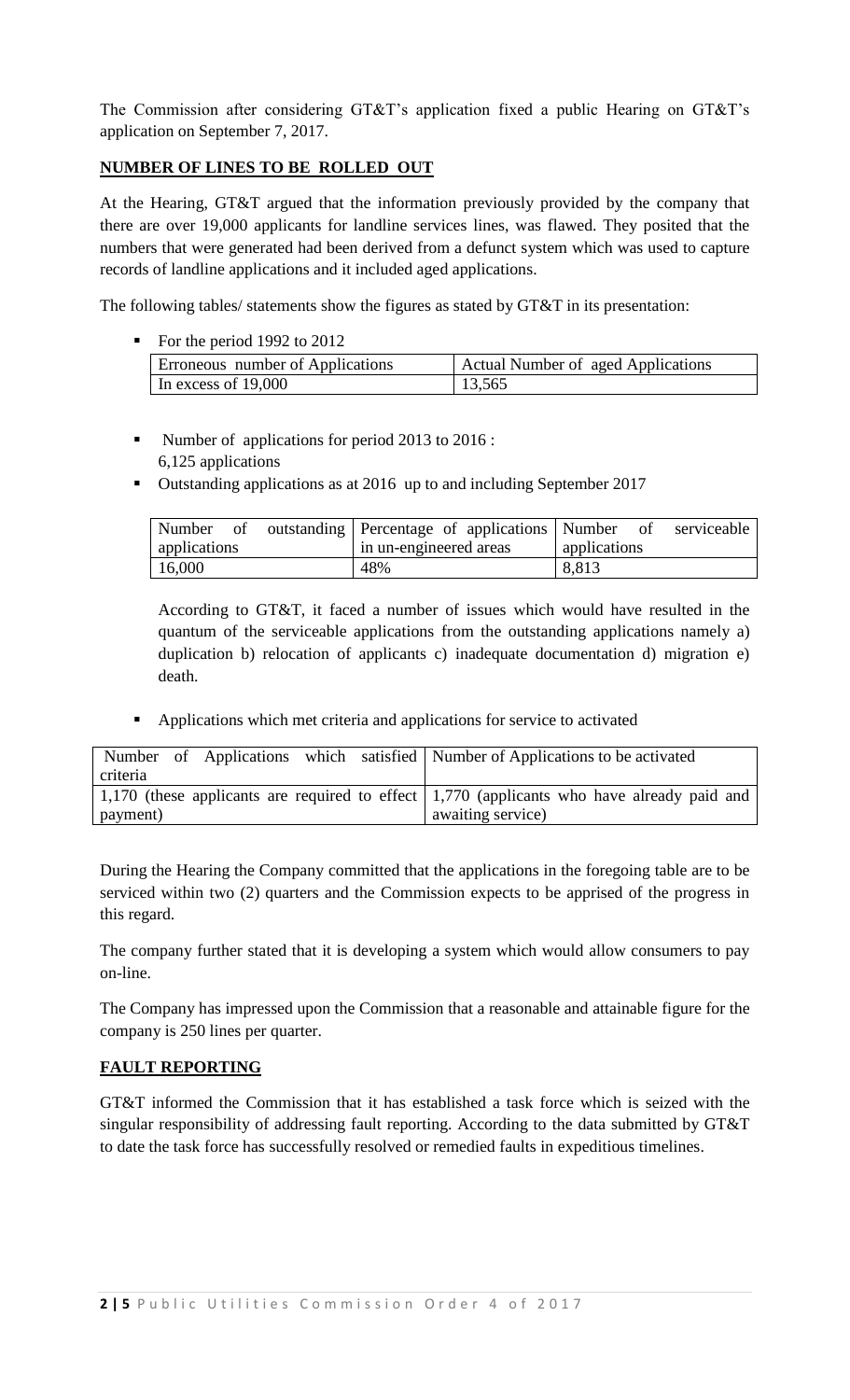The Commission after considering GT&T's application fixed a public Hearing on GT&T's application on September 7, 2017.

## NUMBER OF LINES TO BE ROLLED OUT

At the Hearing, GT&T argued that the information previously provided by the company that there are over 19,000 applicants for landline services lines, was flawed. They posited that the numbers that were generated had been derived from a defunct system which was used to capture records of landline applications and it included aged applications.

The following tables/ statements show the figures as stated by GT&T in its presentation:

- For the period 1992 to 2012

| Erroneous number of Applications | Actual Number of aged Applications |
| --- | --- |
| In excess of 19,000 | 13,565 |

- Number of applications for period 2013 to 2016 : 6,125 applications
- Outstanding applications as at 2016 up to and including September 2017

| Number of outstanding applications | Percentage of applications in un-engineered areas | Number of serviceable applications |
| --- | --- | --- |
| 16,000 | 48% | 8,813 |

According to GT&T, it faced a number of issues which would have resulted in the quantum of the serviceable applications from the outstanding applications namely a) duplication b) relocation of applicants c) inadequate documentation d) migration e) death.

- Applications which met criteria and applications for service to activated

| Number of Applications which satisfied criteria | Number of Applications to be activated |
| --- | --- |
| 1,170 (these applicants are required to effect payment) | 1,770 (applicants who have already paid and awaiting service) |

During the Hearing the Company committed that the applications in the foregoing table are to be serviced within two (2) quarters and the Commission expects to be apprised of the progress in this regard.

The company further stated that it is developing a system which would allow consumers to pay on-line.

The Company has impressed upon the Commission that a reasonable and attainable figure for the company is 250 lines per quarter.

## FAULT REPORTING

GT&T informed the Commission that it has established a task force which is seized with the singular responsibility of addressing fault reporting. According to the data submitted by GT&T to date the task force has successfully resolved or remedied faults in expeditious timelines.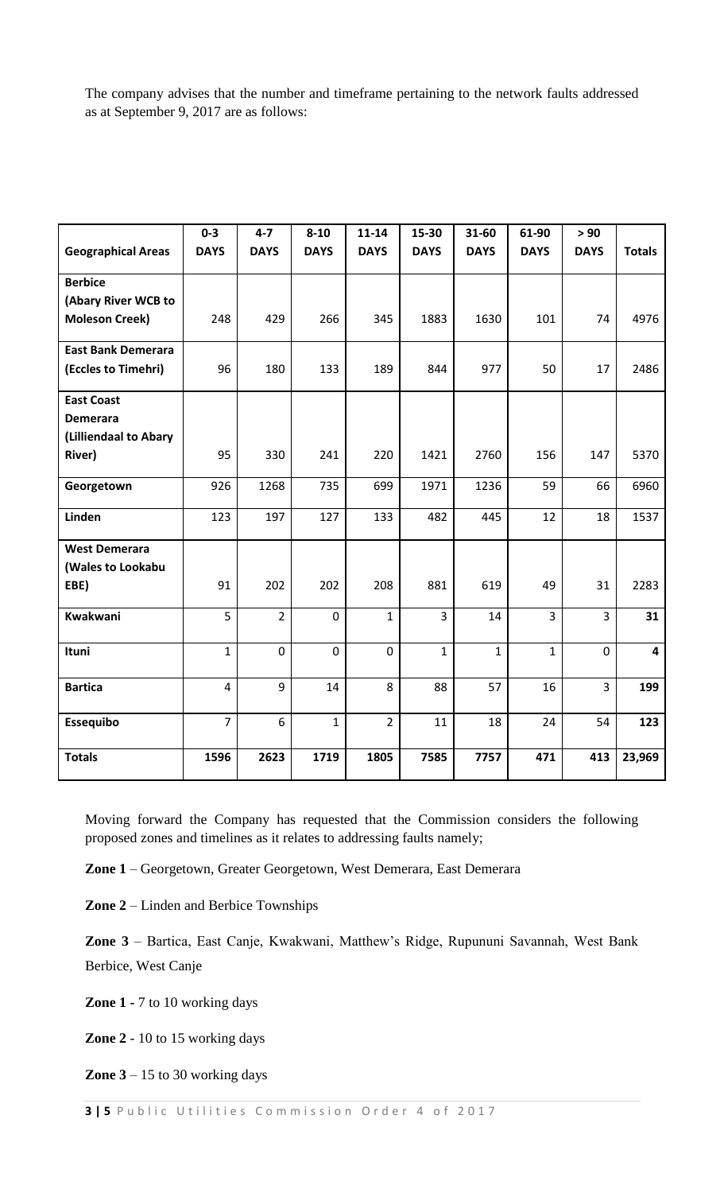The company advises that the number and timeframe pertaining to the network faults addressed as at September 9, 2017 are as follows:

| Geographical Areas | 0-3 DAYS | 4-7 DAYS | 8-10 DAYS | 11-14 DAYS | 15-30 DAYS | 31-60 DAYS | 61-90 DAYS | > 90 DAYS | Totals |
|---|---|---|---|---|---|---|---|---|---|
| **Berbice (Abary River WCB to Moleson Creek)** | 248 | 429 | 266 | 345 | 1883 | 1630 | 101 | 74 | 4976 |
| **East Bank Demerara (Eccles to Timehri)** | 96 | 180 | 133 | 189 | 844 | 977 | 50 | 17 | 2486 |
| **East Coast Demerara (Lilliendaal to Abary River)** | 95 | 330 | 241 | 220 | 1421 | 2760 | 156 | 147 | 5370 |
| **Georgetown** | 926 | 1268 | 735 | 699 | 1971 | 1236 | 59 | 66 | 6960 |
| **Linden** | 123 | 197 | 127 | 133 | 482 | 445 | 12 | 18 | 1537 |
| **West Demerara (Wales to Lookabu EBE)** | 91 | 202 | 202 | 208 | 881 | 619 | 49 | 31 | 2283 |
| **Kwakwani** | 5 | 2 | 0 | 1 | 3 | 14 | 3 | 3 | **31** |
| **Ituni** | 1 | 0 | 0 | 0 | 1 | 1 | 1 | 0 | **4** |
| **Bartica** | 4 | 9 | 14 | 8 | 88 | 57 | 16 | 3 | **199** |
| **Essequibo** | 7 | 6 | 1 | 2 | 11 | 18 | 24 | 54 | **123** |
| **Totals** | **1596** | **2623** | **1719** | **1805** | **7585** | **7757** | **471** | **413** | **23,969** |

Moving forward the Company has requested that the Commission considers the following proposed zones and timelines as it relates to addressing faults namely;

**Zone 1** – Georgetown, Greater Georgetown, West Demerara, East Demerara

**Zone 2** – Linden and Berbice Townships

**Zone 3** – Bartica, East Canje, Kwakwani, Matthew's Ridge, Rupununi Savannah, West Bank Berbice, West Canje

**Zone 1** - 7 to 10 working days

**Zone 2** - 10 to 15 working days

**Zone 3** – 15 to 30 working days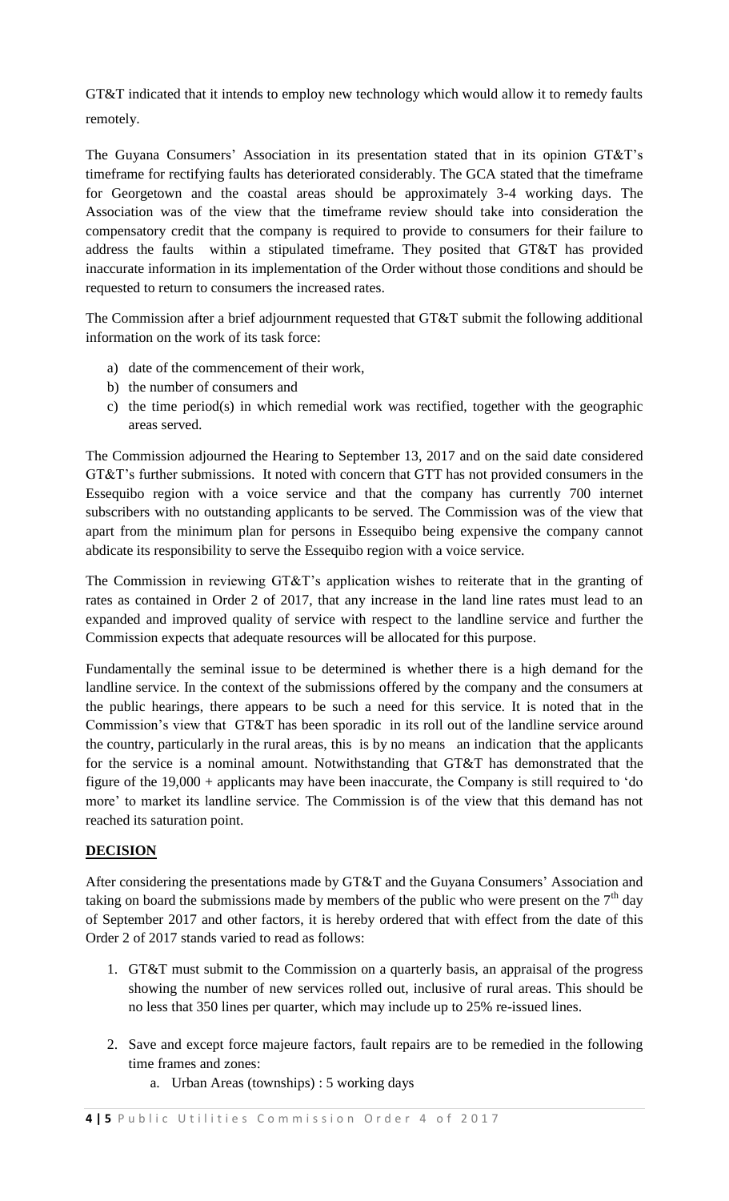GT&T indicated that it intends to employ new technology which would allow it to remedy faults remotely.

The Guyana Consumers' Association in its presentation stated that in its opinion GT&T's timeframe for rectifying faults has deteriorated considerably. The GCA stated that the timeframe for Georgetown and the coastal areas should be approximately 3-4 working days. The Association was of the view that the timeframe review should take into consideration the compensatory credit that the company is required to provide to consumers for their failure to address the faults within a stipulated timeframe. They posited that GT&T has provided inaccurate information in its implementation of the Order without those conditions and should be requested to return to consumers the increased rates.

The Commission after a brief adjournment requested that GT&T submit the following additional information on the work of its task force:

a) date of the commencement of their work,
b) the number of consumers and
c) the time period(s) in which remedial work was rectified, together with the geographic areas served.

The Commission adjourned the Hearing to September 13, 2017 and on the said date considered GT&T's further submissions. It noted with concern that GTT has not provided consumers in the Essequibo region with a voice service and that the company has currently 700 internet subscribers with no outstanding applicants to be served. The Commission was of the view that apart from the minimum plan for persons in Essequibo being expensive the company cannot abdicate its responsibility to serve the Essequibo region with a voice service.

The Commission in reviewing GT&T's application wishes to reiterate that in the granting of rates as contained in Order 2 of 2017, that any increase in the land line rates must lead to an expanded and improved quality of service with respect to the landline service and further the Commission expects that adequate resources will be allocated for this purpose.

Fundamentally the seminal issue to be determined is whether there is a high demand for the landline service. In the context of the submissions offered by the company and the consumers at the public hearings, there appears to be such a need for this service. It is noted that in the Commission's view that GT&T has been sporadic in its roll out of the landline service around the country, particularly in the rural areas, this is by no means an indication that the applicants for the service is a nominal amount. Notwithstanding that GT&T has demonstrated that the figure of the 19,000 + applicants may have been inaccurate, the Company is still required to 'do more' to market its landline service. The Commission is of the view that this demand has not reached its saturation point.

## DECISION

After considering the presentations made by GT&T and the Guyana Consumers' Association and taking on board the submissions made by members of the public who were present on the 7th day of September 2017 and other factors, it is hereby ordered that with effect from the date of this Order 2 of 2017 stands varied to read as follows:

1. GT&T must submit to the Commission on a quarterly basis, an appraisal of the progress showing the number of new services rolled out, inclusive of rural areas. This should be no less that 350 lines per quarter, which may include up to 25% re-issued lines.

2. Save and except force majeure factors, fault repairs are to be remedied in the following time frames and zones:
    a. Urban Areas (townships) : 5 working days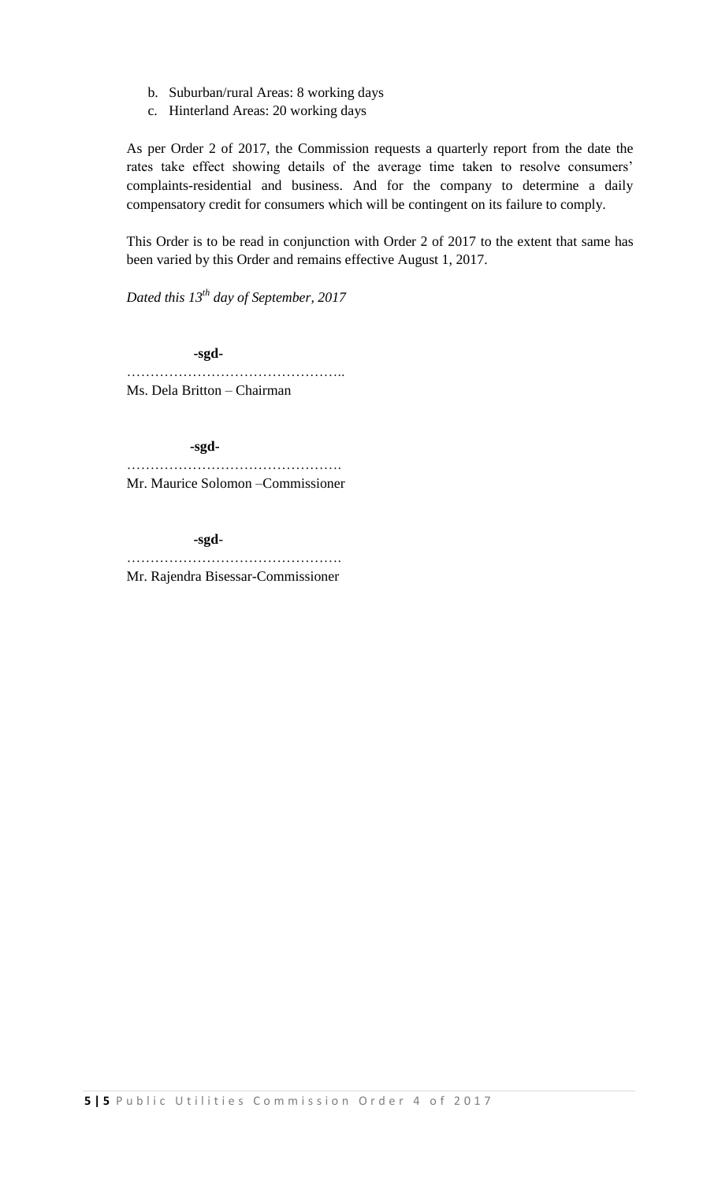b. Suburban/rural Areas: 8 working days
c. Hinterland Areas: 20 working days

As per Order 2 of 2017, the Commission requests a quarterly report from the date the rates take effect showing details of the average time taken to resolve consumers' complaints-residential and business. And for the company to determine a daily compensatory credit for consumers which will be contingent on its failure to comply.

This Order is to be read in conjunction with Order 2 of 2017 to the extent that same has been varied by this Order and remains effective August 1, 2017.

*Dated this 13th day of September, 2017*

**-sgd-**

………………………………………..
Ms. Dela Britton – Chairman

**-sgd-**

……………………………………….
Mr. Maurice Solomon –Commissioner

**-sgd-**

……………………………………….
Mr. Rajendra Bisessar-Commissioner